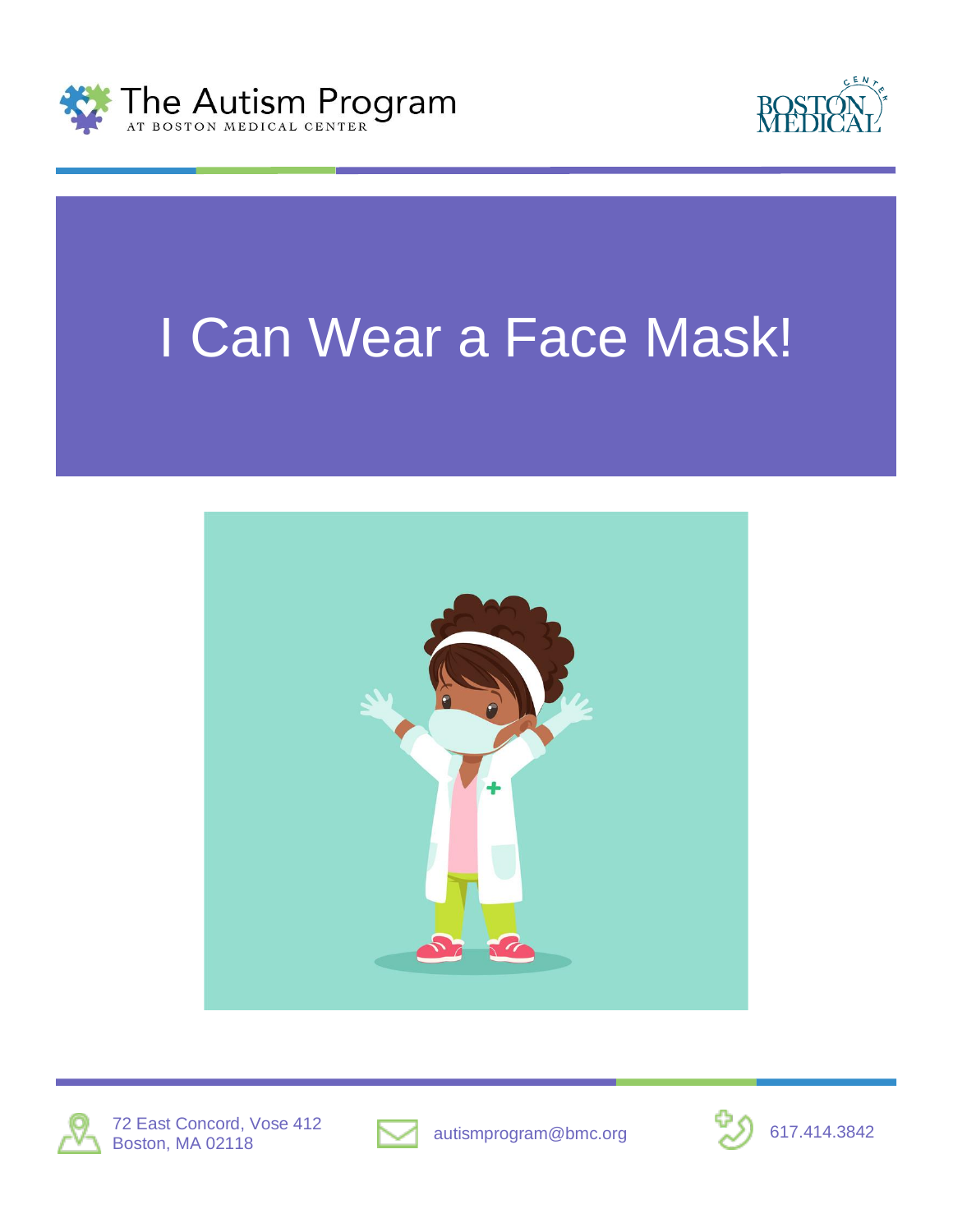The Autism Program AT BOSTON MEDICAL CENTER

BOSTON MEDICAL CENTER

# I Can Wear a Face Mask!

72 East Concord, Vose 412
Boston, MA 02118

autismprogram@bmc.org

617.414.3842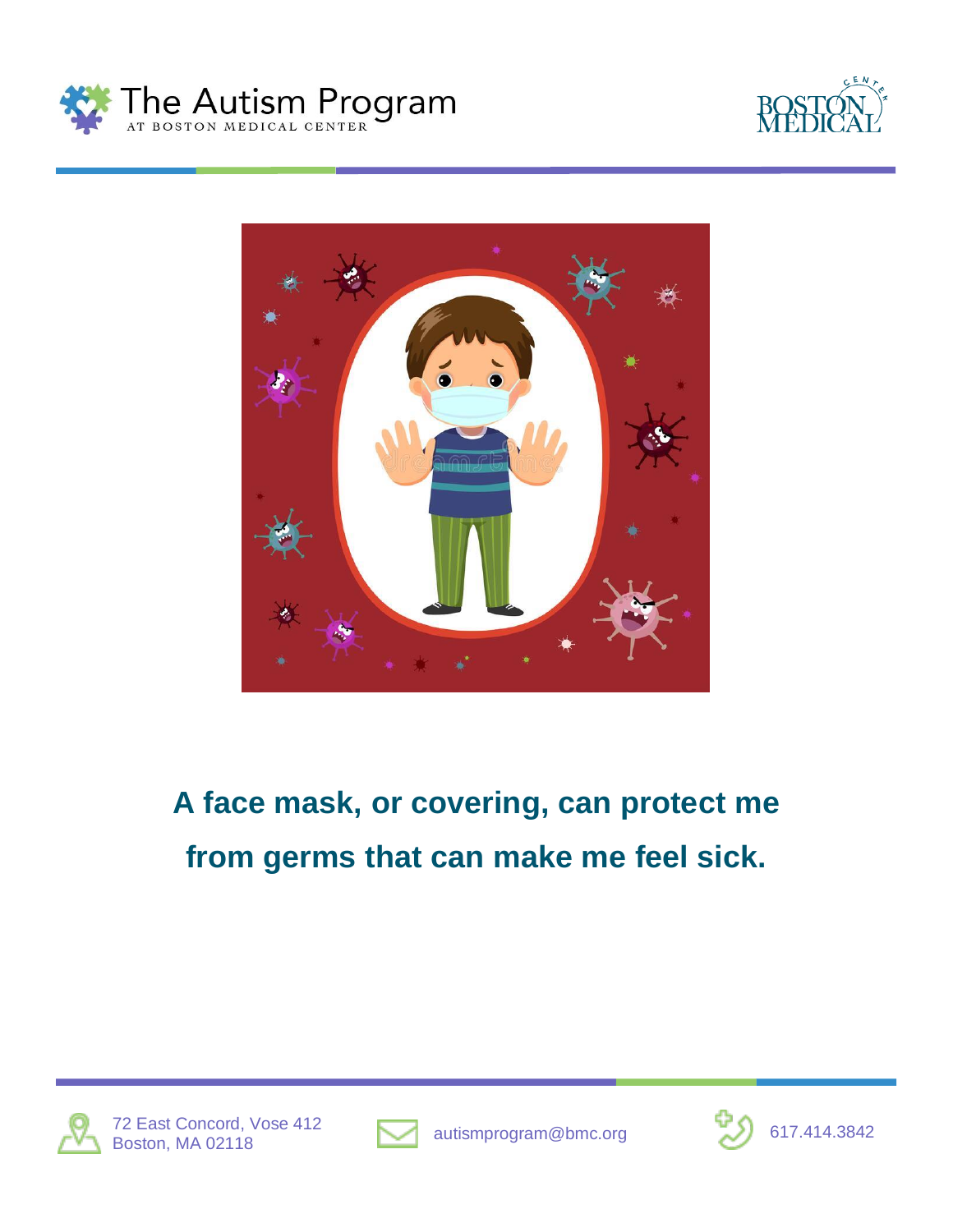**A face mask, or covering, can protect me from germs that can make me feel sick.**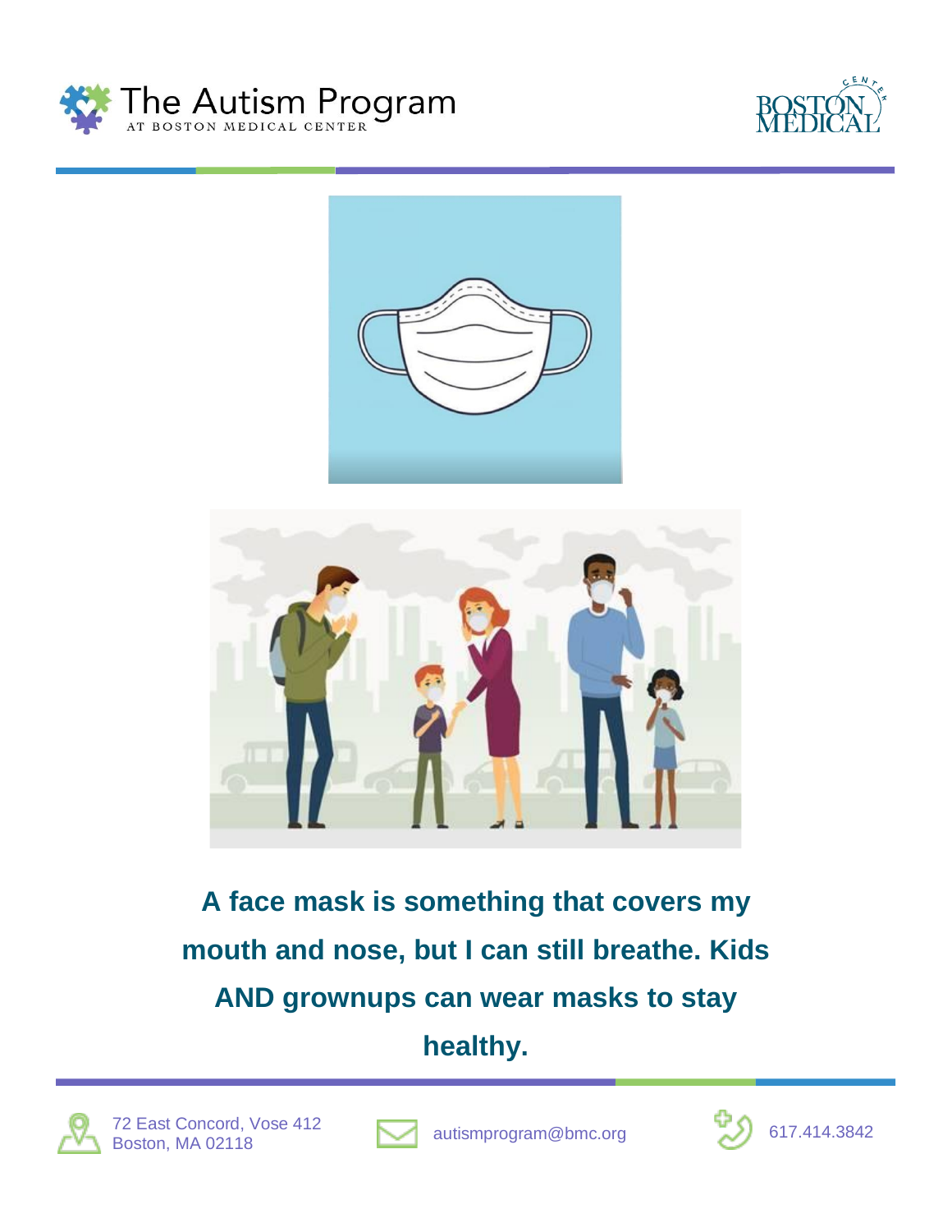**A face mask is something that covers my mouth and nose, but I can still breathe. Kids AND grownups can wear masks to stay healthy.**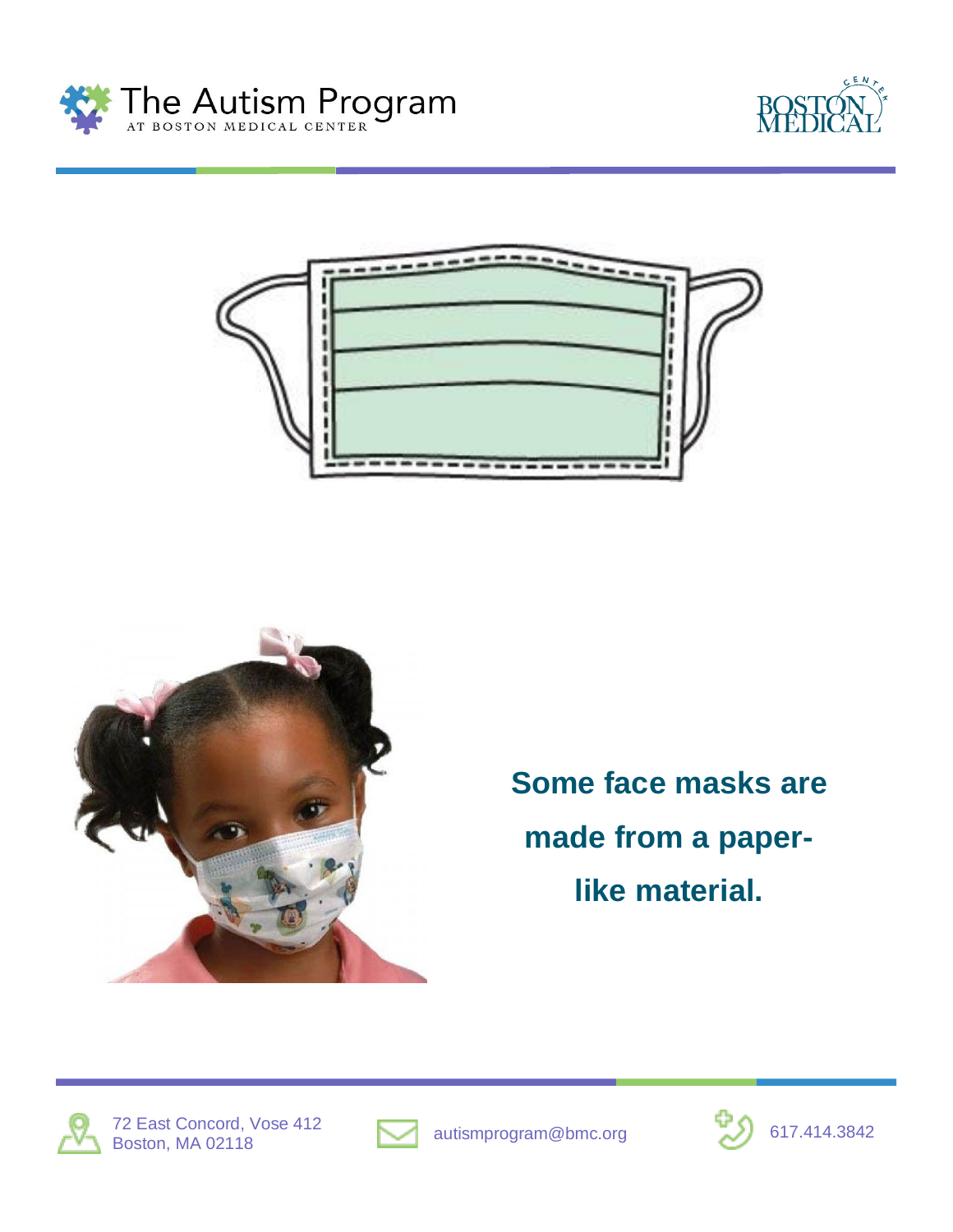**Some face masks are made from a paper-like material.**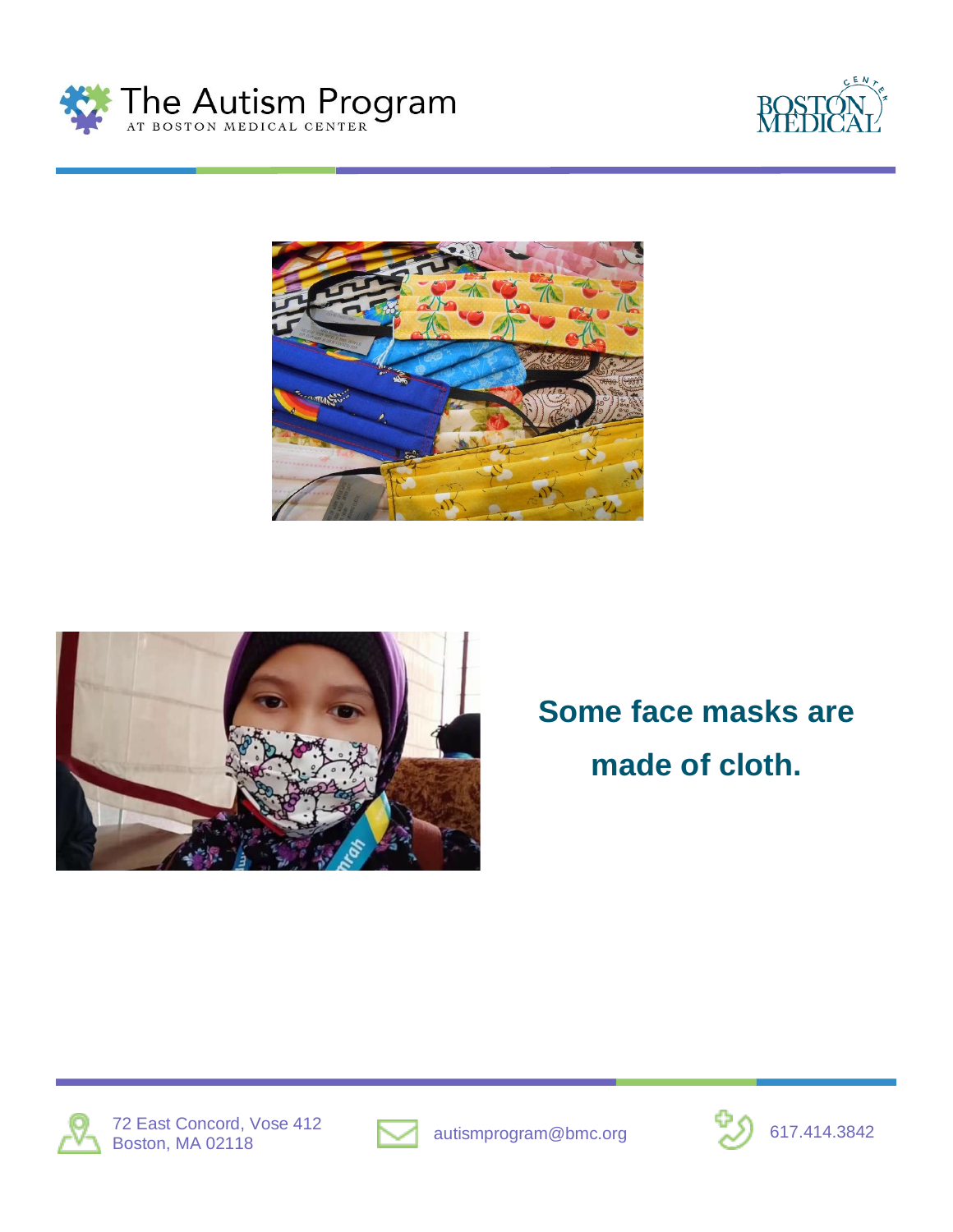**Some face masks are made of cloth.**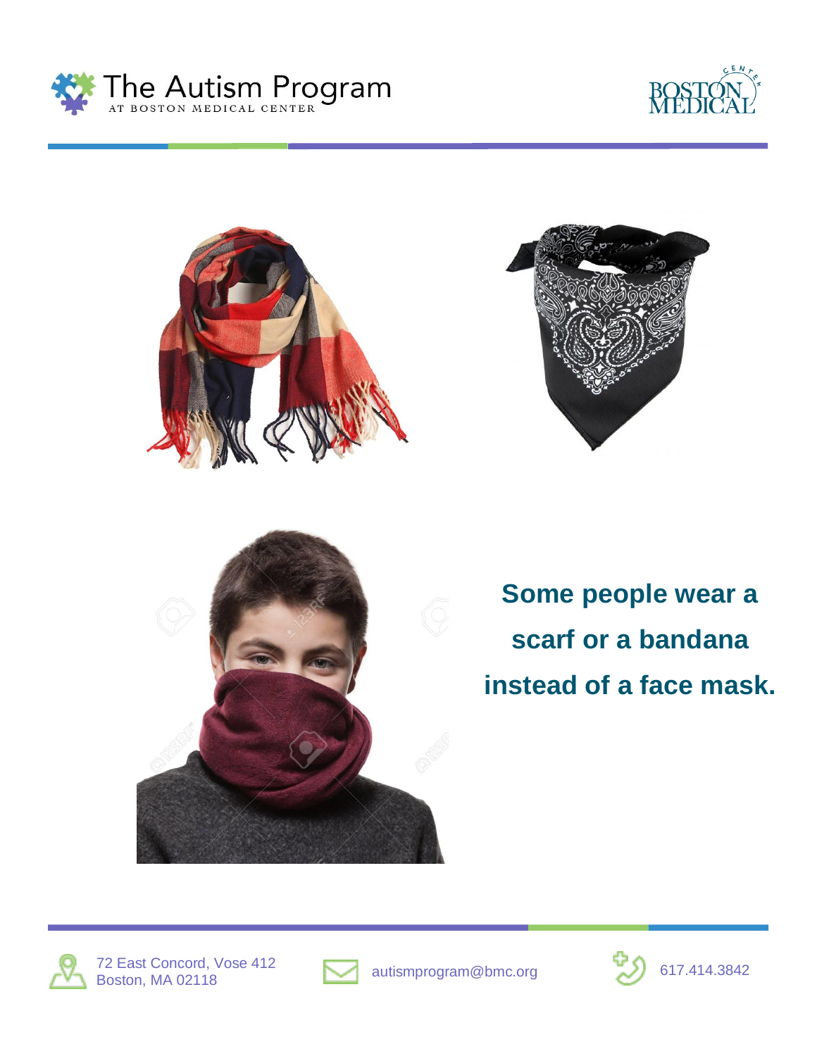**Some people wear a scarf or a bandana instead of a face mask.**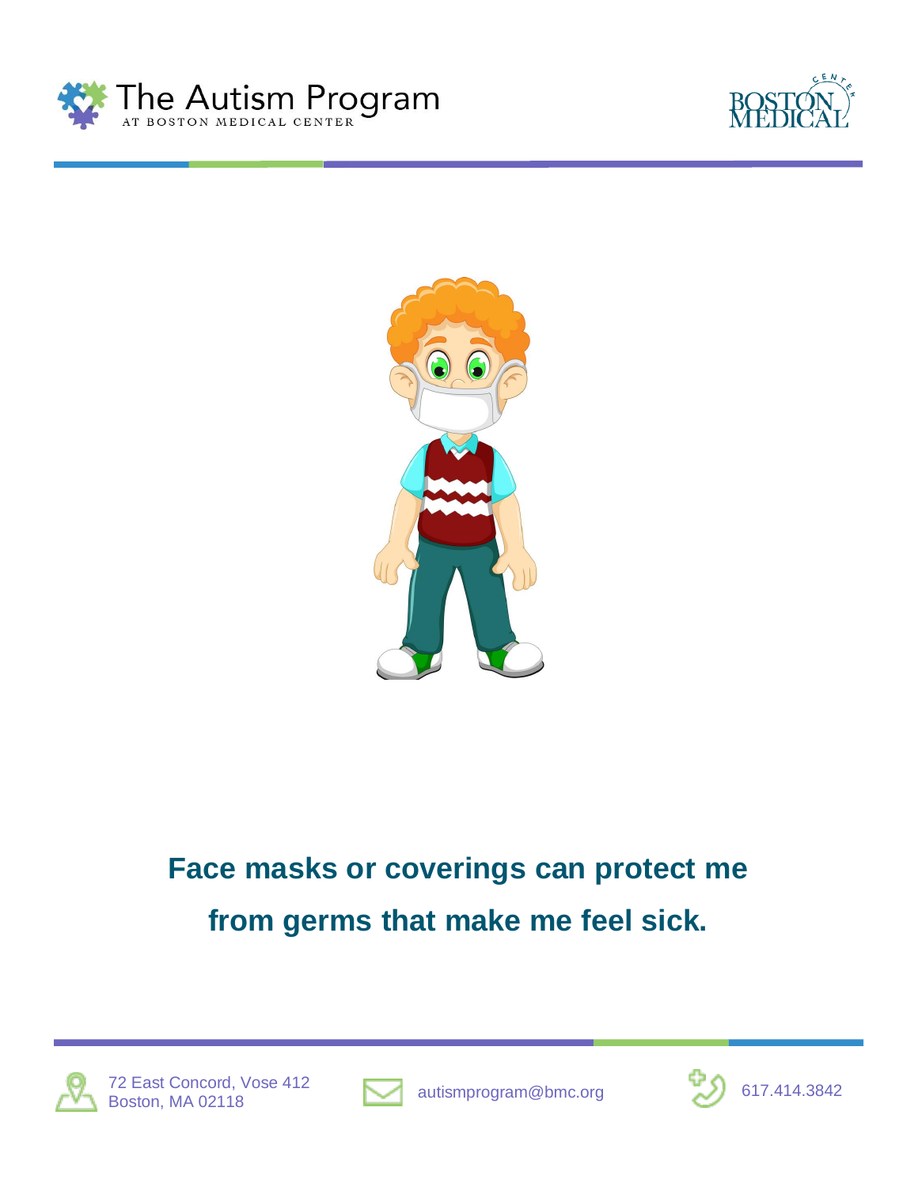**Face masks or coverings can protect me from germs that make me feel sick.**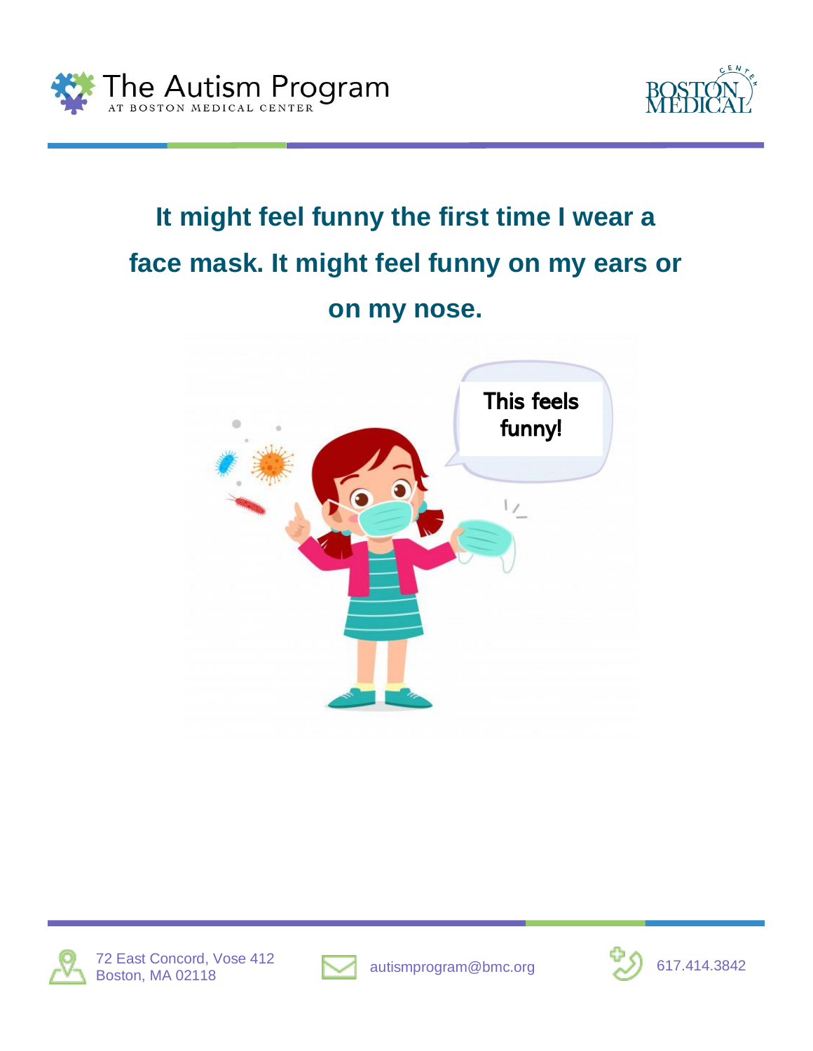**It might feel funny the first time I wear a face mask. It might feel funny on my ears or on my nose.**

This feels funny!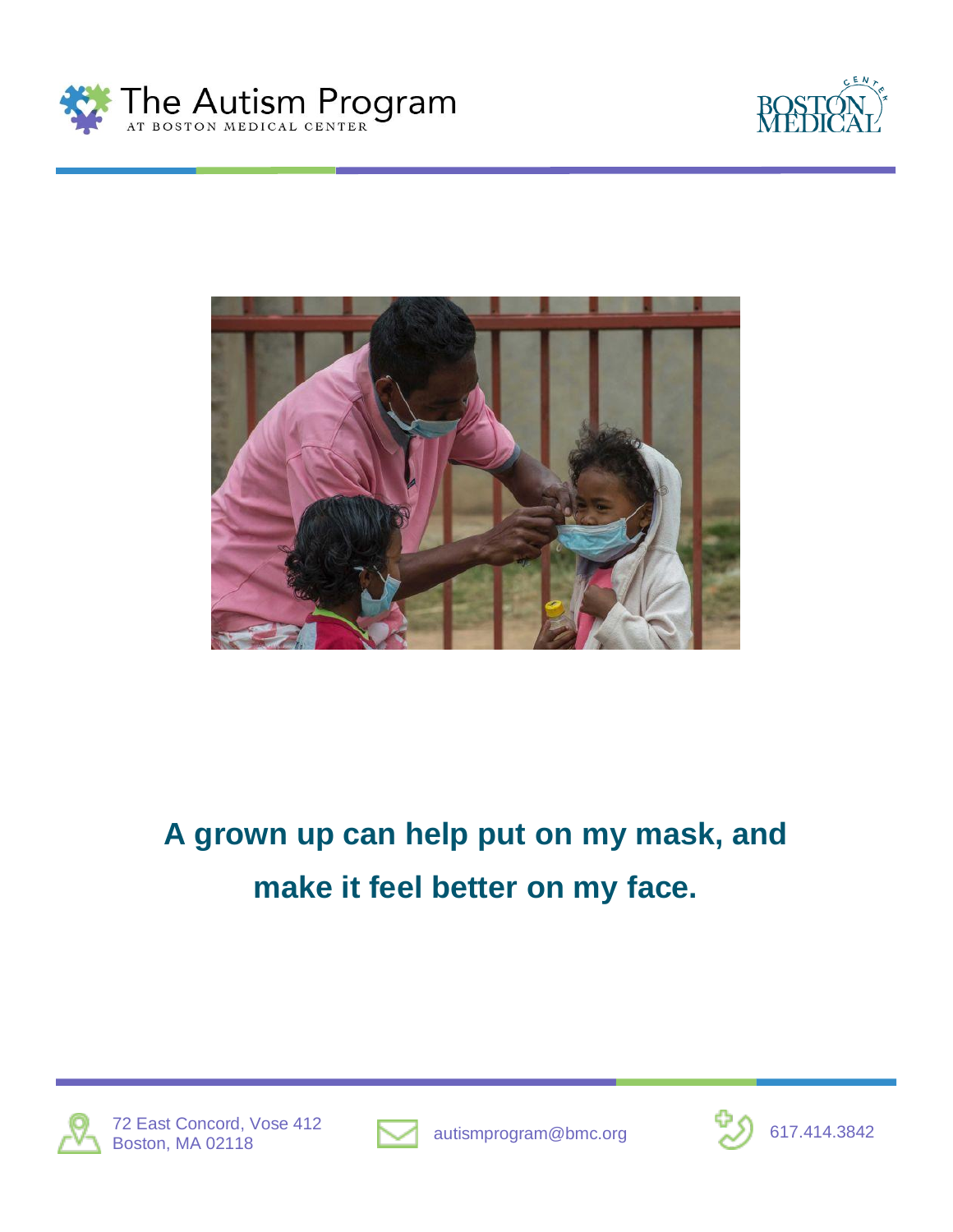**A grown up can help put on my mask, and make it feel better on my face.**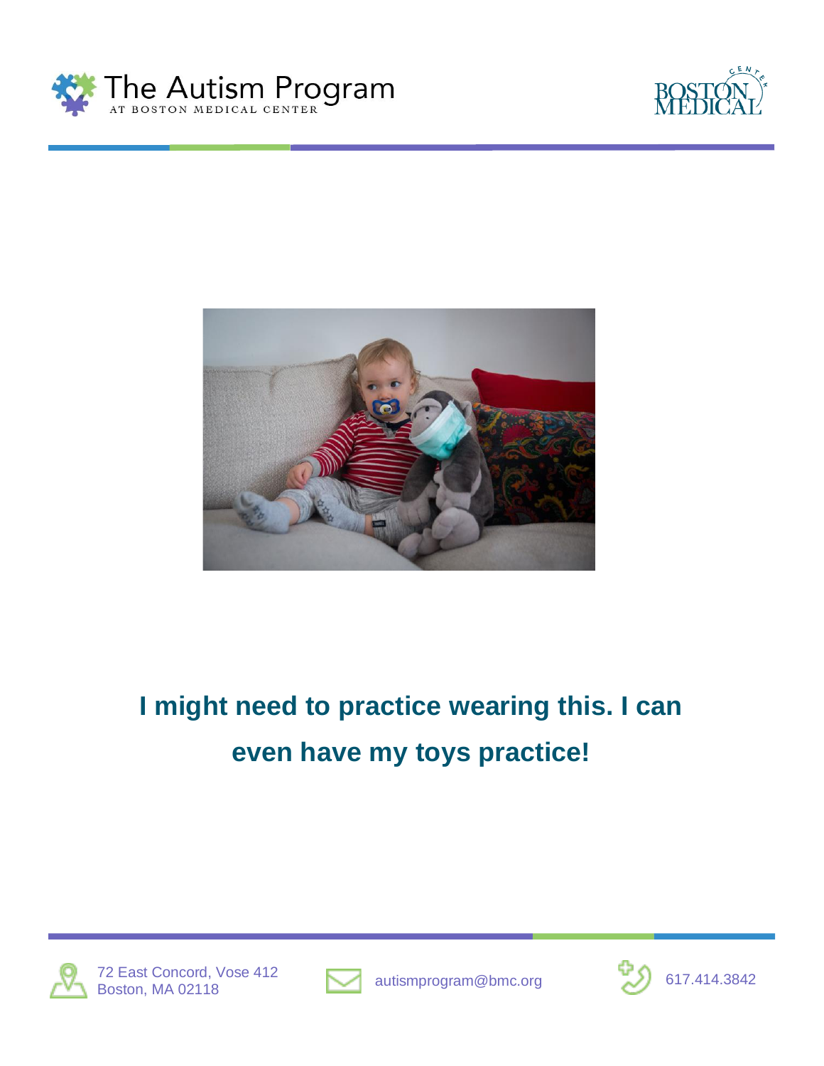I might need to practice wearing this. I can even have my toys practice!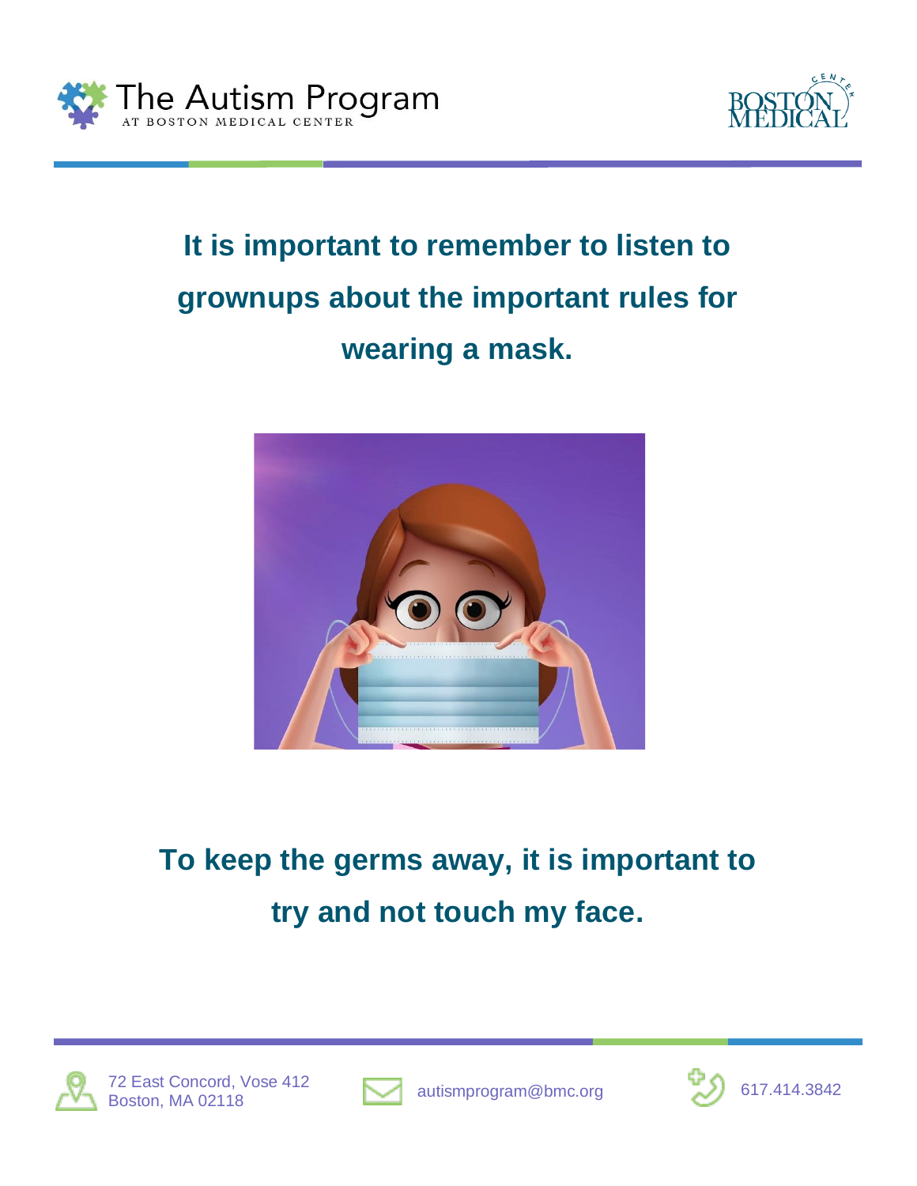**It is important to remember to listen to grownups about the important rules for wearing a mask.**

**To keep the germs away, it is important to try and not touch my face.**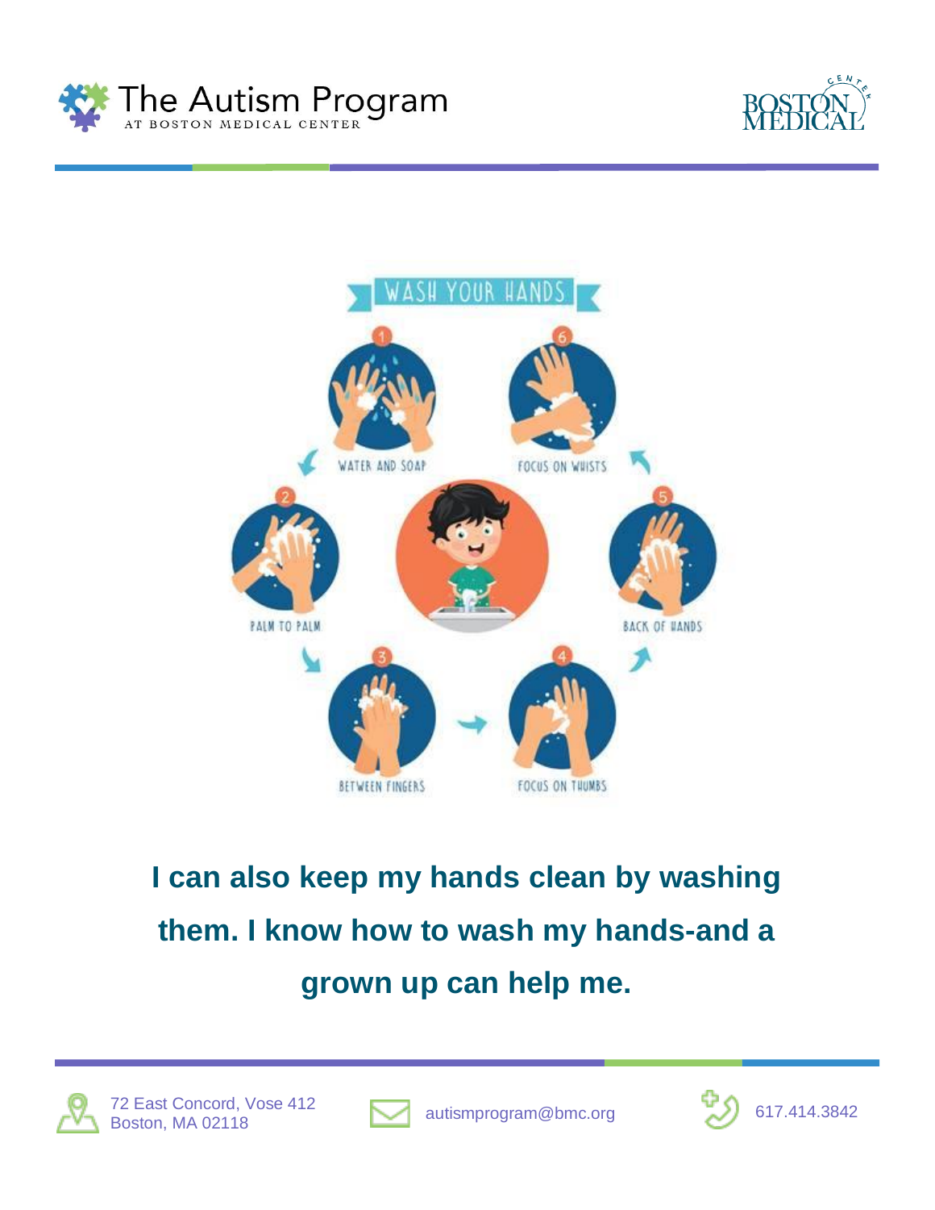WASH YOUR HANDS

1. WATER AND SOAP
2. PALM TO PALM
3. BETWEEN FINGERS
4. FOCUS ON THUMBS
5. BACK OF HANDS
6. FOCUS ON WRISTS

**I can also keep my hands clean by washing them. I know how to wash my hands-and a grown up can help me.**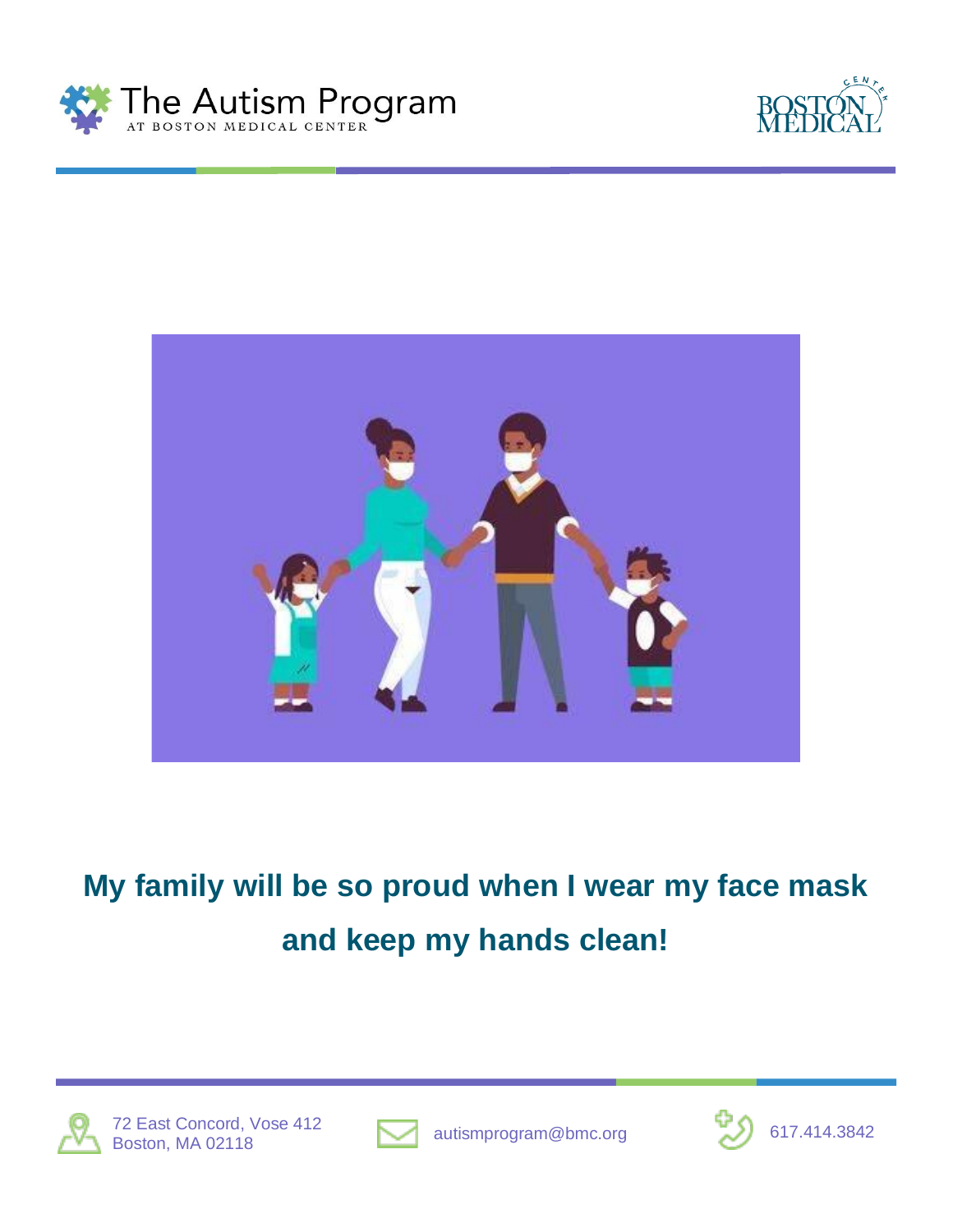**My family will be so proud when I wear my face mask and keep my hands clean!**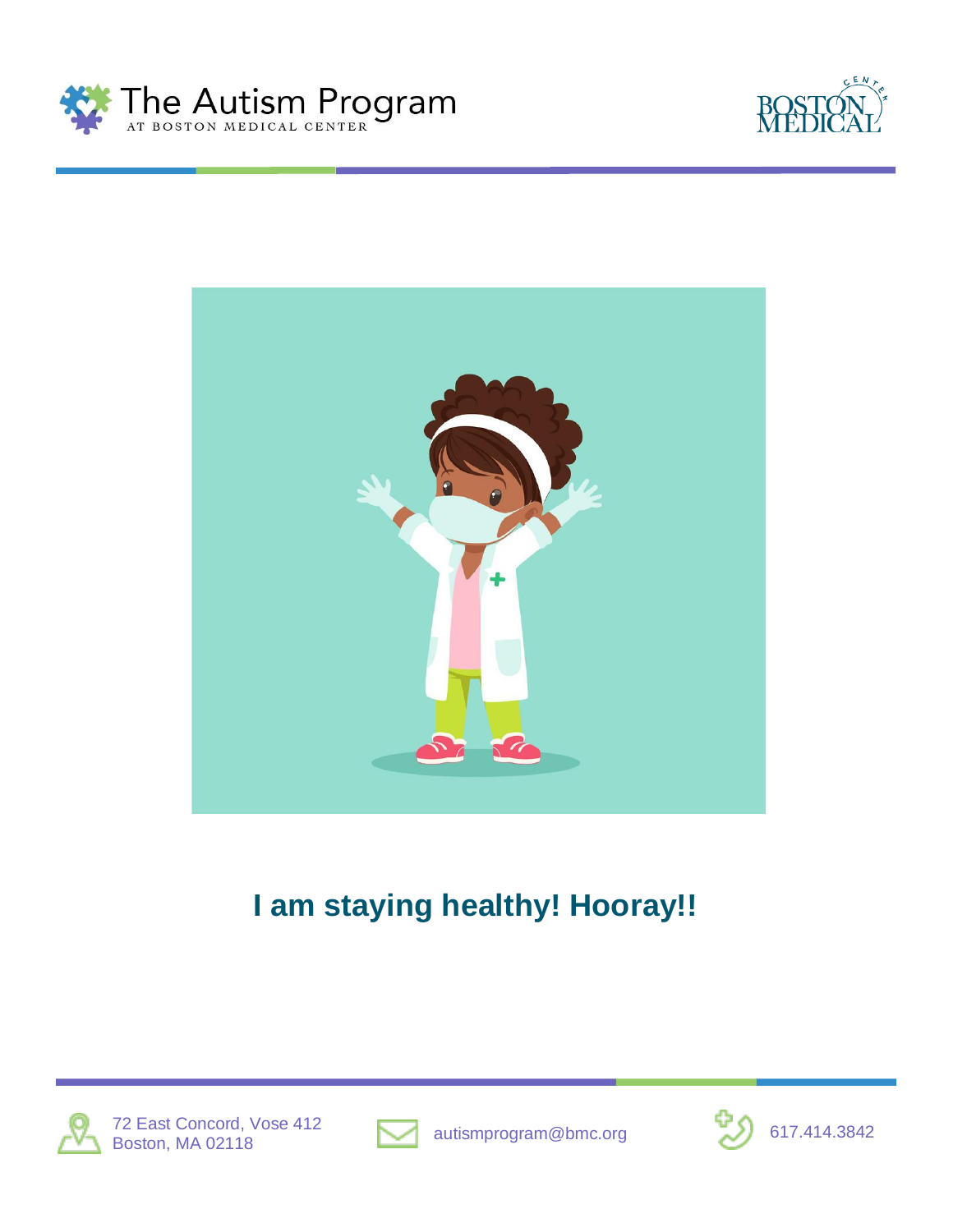**I am staying healthy! Hooray!!**